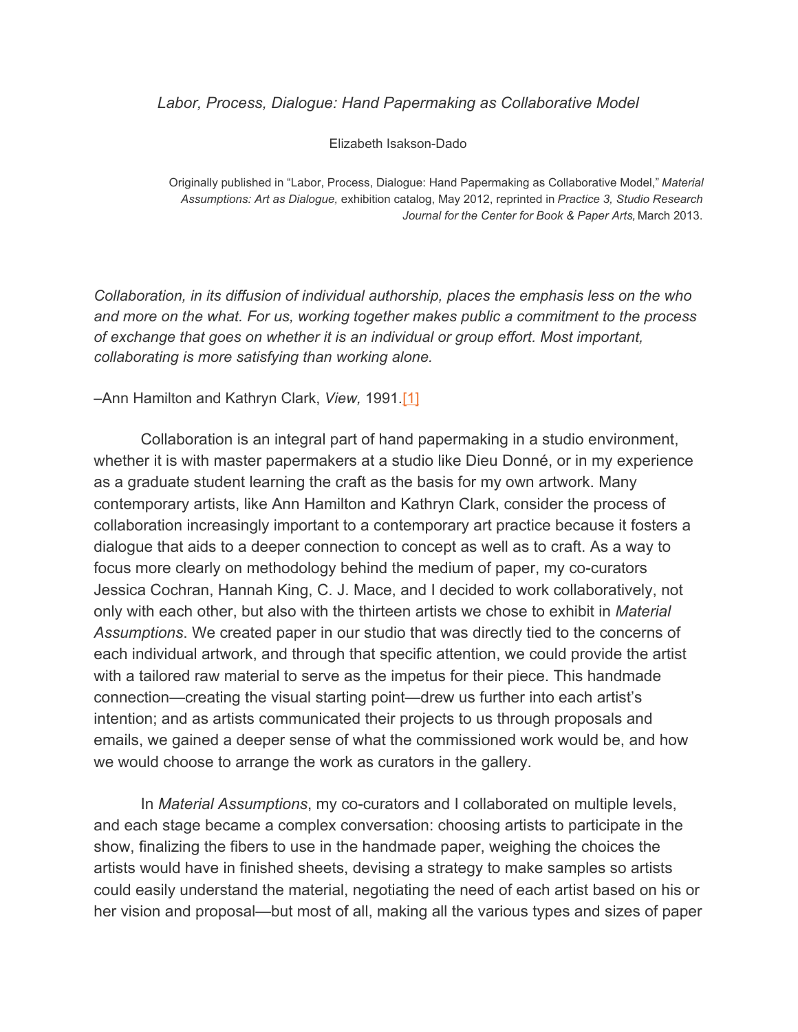*Labor, Process, Dialogue: Hand Papermaking as Collaborative Model*

Elizabeth Isakson-Dado

Originally published in "Labor, Process, Dialogue: Hand Papermaking as Collaborative Model," *Material Assumptions: Art as Dialogue,* exhibition catalog, May 2012, reprinted in *Practice 3, Studio Research Journal for the Center for Book & Paper Arts,* March 2013.

*Collaboration, in its diffusion of individual authorship, places the emphasis less on the who and more on the what. For us, working together makes public a commitment to the process of exchange that goes on whether it is an individual or group effort. Most important, collaborating is more satisfying than working alone.*

–Ann Hamilton and Kathryn Clark, *View,* 1991.[1]

Collaboration is an integral part of hand papermaking in a studio environment, whether it is with master papermakers at a studio like Dieu Donné, or in my experience as a graduate student learning the craft as the basis for my own artwork. Many contemporary artists, like Ann Hamilton and Kathryn Clark, consider the process of collaboration increasingly important to a contemporary art practice because it fosters a dialogue that aids to a deeper connection to concept as well as to craft. As a way to focus more clearly on methodology behind the medium of paper, my co-curators Jessica Cochran, Hannah King, C. J. Mace, and I decided to work collaboratively, not only with each other, but also with the thirteen artists we chose to exhibit in *Material Assumptions*. We created paper in our studio that was directly tied to the concerns of each individual artwork, and through that specific attention, we could provide the artist with a tailored raw material to serve as the impetus for their piece. This handmade connection—creating the visual starting point—drew us further into each artist's intention; and as artists communicated their projects to us through proposals and emails, we gained a deeper sense of what the commissioned work would be, and how we would choose to arrange the work as curators in the gallery.

In *Material Assumptions*, my co-curators and I collaborated on multiple levels, and each stage became a complex conversation: choosing artists to participate in the show, finalizing the fibers to use in the handmade paper, weighing the choices the artists would have in finished sheets, devising a strategy to make samples so artists could easily understand the material, negotiating the need of each artist based on his or her vision and proposal—but most of all, making all the various types and sizes of paper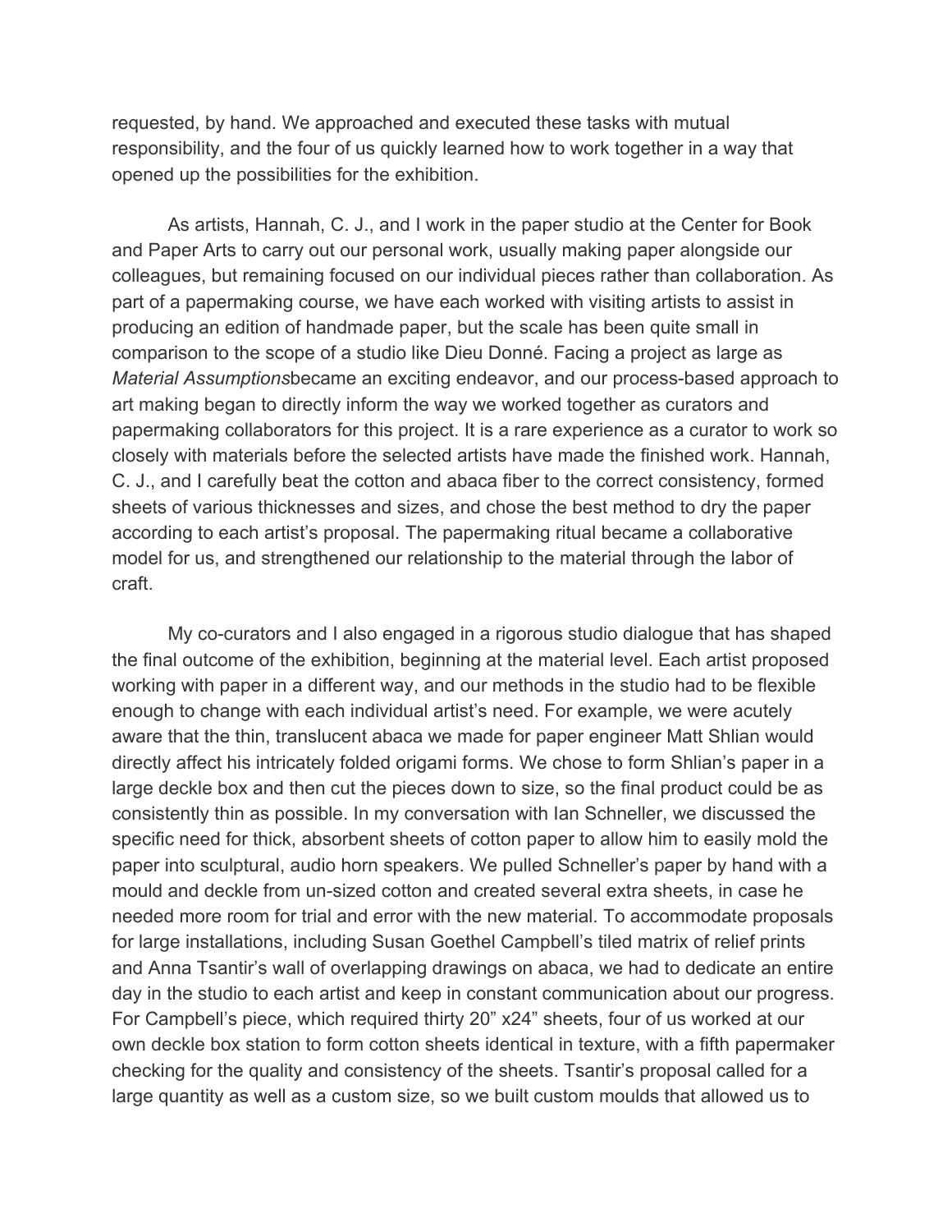requested, by hand. We approached and executed these tasks with mutual responsibility, and the four of us quickly learned how to work together in a way that opened up the possibilities for the exhibition.

As artists, Hannah, C. J., and I work in the paper studio at the Center for Book and Paper Arts to carry out our personal work, usually making paper alongside our colleagues, but remaining focused on our individual pieces rather than collaboration. As part of a papermaking course, we have each worked with visiting artists to assist in producing an edition of handmade paper, but the scale has been quite small in comparison to the scope of a studio like Dieu Donné. Facing a project as large as *Material Assumptions*became an exciting endeavor, and our process-based approach to art making began to directly inform the way we worked together as curators and papermaking collaborators for this project. It is a rare experience as a curator to work so closely with materials before the selected artists have made the finished work. Hannah, C. J., and I carefully beat the cotton and abaca fiber to the correct consistency, formed sheets of various thicknesses and sizes, and chose the best method to dry the paper according to each artist's proposal. The papermaking ritual became a collaborative model for us, and strengthened our relationship to the material through the labor of craft.

My co-curators and I also engaged in a rigorous studio dialogue that has shaped the final outcome of the exhibition, beginning at the material level. Each artist proposed working with paper in a different way, and our methods in the studio had to be flexible enough to change with each individual artist's need. For example, we were acutely aware that the thin, translucent abaca we made for paper engineer Matt Shlian would directly affect his intricately folded origami forms. We chose to form Shlian's paper in a large deckle box and then cut the pieces down to size, so the final product could be as consistently thin as possible. In my conversation with Ian Schneller, we discussed the specific need for thick, absorbent sheets of cotton paper to allow him to easily mold the paper into sculptural, audio horn speakers. We pulled Schneller's paper by hand with a mould and deckle from un-sized cotton and created several extra sheets, in case he needed more room for trial and error with the new material. To accommodate proposals for large installations, including Susan Goethel Campbell's tiled matrix of relief prints and Anna Tsantir's wall of overlapping drawings on abaca, we had to dedicate an entire day in the studio to each artist and keep in constant communication about our progress. For Campbell's piece, which required thirty 20" x24" sheets, four of us worked at our own deckle box station to form cotton sheets identical in texture, with a fifth papermaker checking for the quality and consistency of the sheets. Tsantir's proposal called for a large quantity as well as a custom size, so we built custom moulds that allowed us to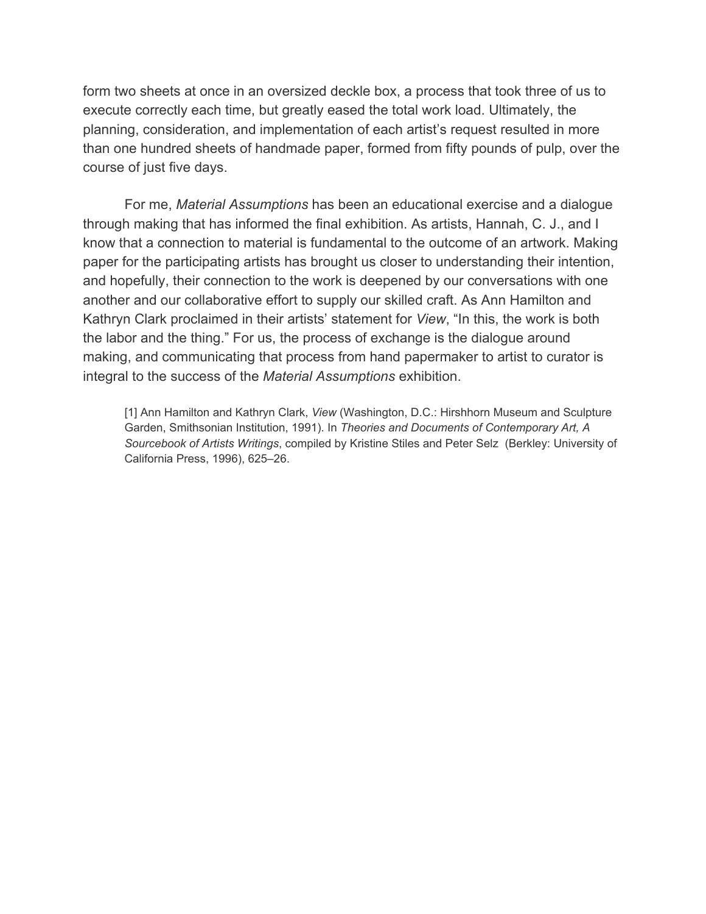form two sheets at once in an oversized deckle box, a process that took three of us to execute correctly each time, but greatly eased the total work load. Ultimately, the planning, consideration, and implementation of each artist's request resulted in more than one hundred sheets of handmade paper, formed from fifty pounds of pulp, over the course of just five days.

For me, *Material Assumptions* has been an educational exercise and a dialogue through making that has informed the final exhibition. As artists, Hannah, C. J., and I know that a connection to material is fundamental to the outcome of an artwork. Making paper for the participating artists has brought us closer to understanding their intention, and hopefully, their connection to the work is deepened by our conversations with one another and our collaborative effort to supply our skilled craft. As Ann Hamilton and Kathryn Clark proclaimed in their artists' statement for *View*, "In this, the work is both the labor and the thing." For us, the process of exchange is the dialogue around making, and communicating that process from hand papermaker to artist to curator is integral to the success of the *Material Assumptions* exhibition.

[1] Ann Hamilton and Kathryn Clark, *View* (Washington, D.C.: Hirshhorn Museum and Sculpture Garden, Smithsonian Institution, 1991). In *Theories and Documents of Contemporary Art, A Sourcebook of Artists Writings*, compiled by Kristine Stiles and Peter Selz (Berkley: University of California Press, 1996), 625–26.